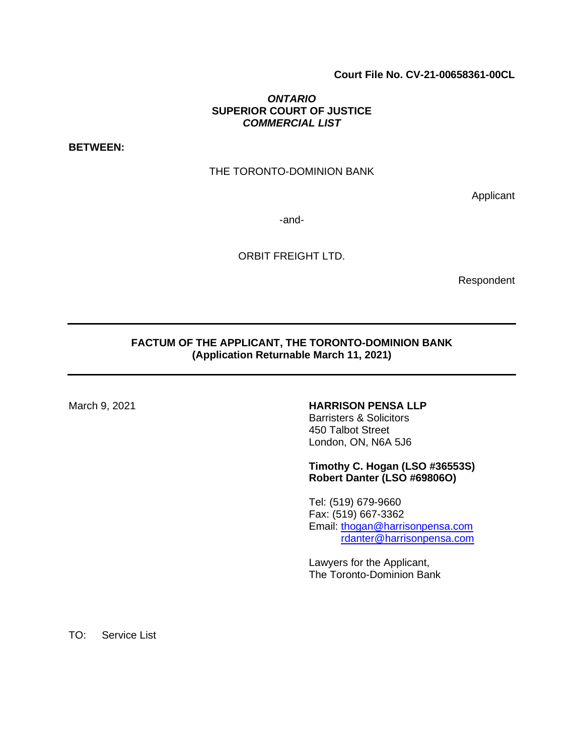**Court File No. CV-21-00658361-00CL**

***ONTARIO***
**SUPERIOR COURT OF JUSTICE**
***COMMERCIAL LIST***

**BETWEEN:**

THE TORONTO-DOMINION BANK

Applicant

-and-

ORBIT FREIGHT LTD.

Respondent

---

**FACTUM OF THE APPLICANT, THE TORONTO-DOMINION BANK**
**(Application Returnable March 11, 2021)**

---

March 9, 2021

**HARRISON PENSA LLP**
Barristers & Solicitors
450 Talbot Street
London, ON, N6A 5J6

**Timothy C. Hogan (LSO #36553S)**
**Robert Danter (LSO #69806O)**

Tel: (519) 679-9660
Fax: (519) 667-3362
Email: thogan@harrisonpensa.com
rdanter@harrisonpensa.com

Lawyers for the Applicant,
The Toronto-Dominion Bank

TO: Service List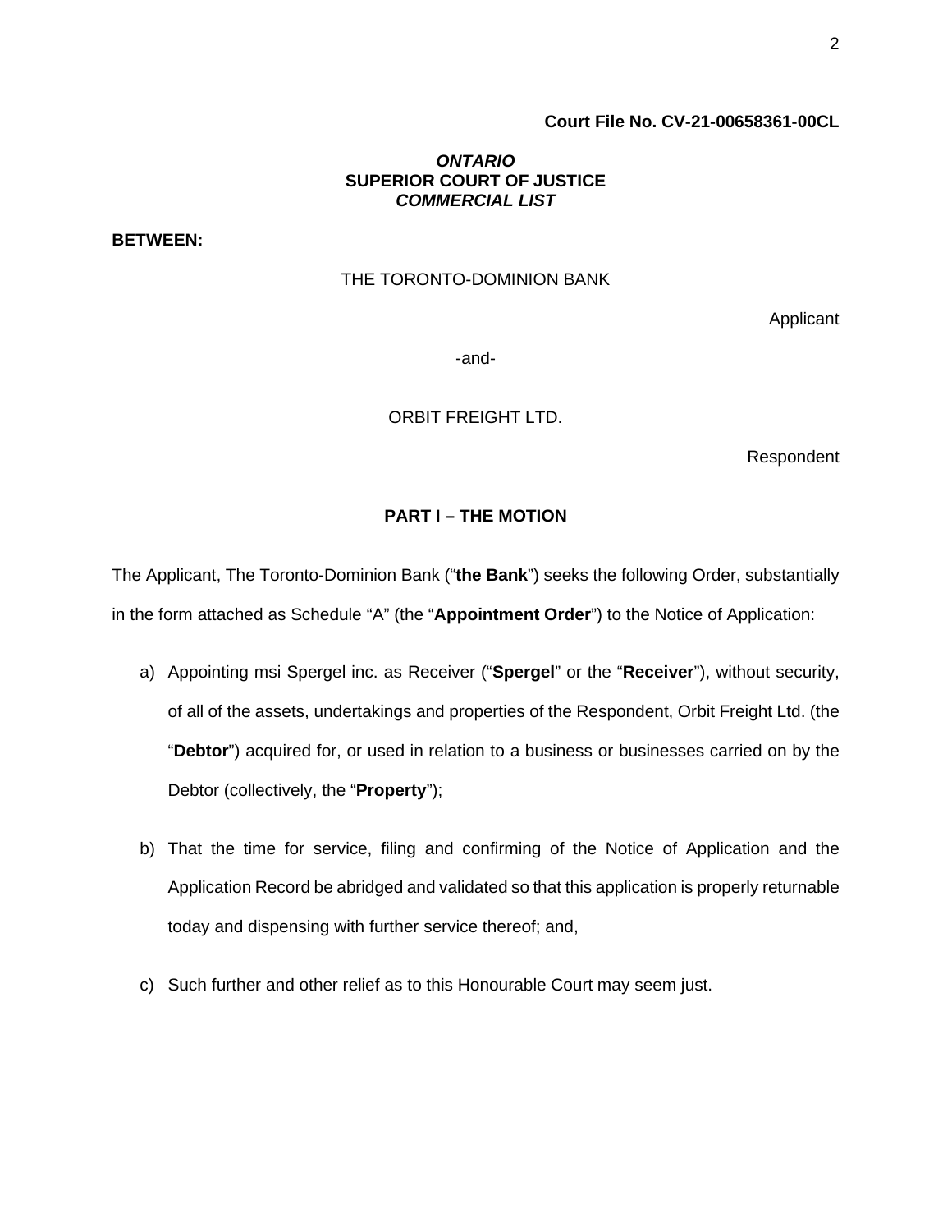**Court File No. CV-21-00658361-00CL**

***ONTARIO***
**SUPERIOR COURT OF JUSTICE**
***COMMERCIAL LIST***

**BETWEEN:**

THE TORONTO-DOMINION BANK

Applicant

-and-

ORBIT FREIGHT LTD.

Respondent

## PART I – THE MOTION

The Applicant, The Toronto-Dominion Bank ("**the Bank**") seeks the following Order, substantially in the form attached as Schedule "A" (the "**Appointment Order**") to the Notice of Application:

a) Appointing msi Spergel inc. as Receiver ("**Spergel**" or the "**Receiver**"), without security, of all of the assets, undertakings and properties of the Respondent, Orbit Freight Ltd. (the "**Debtor**") acquired for, or used in relation to a business or businesses carried on by the Debtor (collectively, the "**Property**");

b) That the time for service, filing and confirming of the Notice of Application and the Application Record be abridged and validated so that this application is properly returnable today and dispensing with further service thereof; and,

c) Such further and other relief as to this Honourable Court may seem just.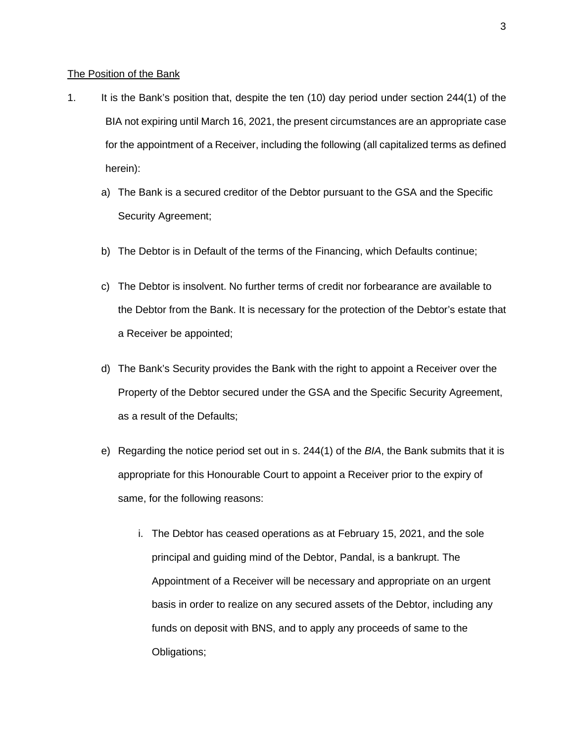<u>The Position of the Bank</u>

1. It is the Bank's position that, despite the ten (10) day period under section 244(1) of the BIA not expiring until March 16, 2021, the present circumstances are an appropriate case for the appointment of a Receiver, including the following (all capitalized terms as defined herein):

   a) The Bank is a secured creditor of the Debtor pursuant to the GSA and the Specific Security Agreement;

   b) The Debtor is in Default of the terms of the Financing, which Defaults continue;

   c) The Debtor is insolvent. No further terms of credit nor forbearance are available to the Debtor from the Bank. It is necessary for the protection of the Debtor's estate that a Receiver be appointed;

   d) The Bank's Security provides the Bank with the right to appoint a Receiver over the Property of the Debtor secured under the GSA and the Specific Security Agreement, as a result of the Defaults;

   e) Regarding the notice period set out in s. 244(1) of the *BIA*, the Bank submits that it is appropriate for this Honourable Court to appoint a Receiver prior to the expiry of same, for the following reasons:

      i. The Debtor has ceased operations as at February 15, 2021, and the sole principal and guiding mind of the Debtor, Pandal, is a bankrupt. The Appointment of a Receiver will be necessary and appropriate on an urgent basis in order to realize on any secured assets of the Debtor, including any funds on deposit with BNS, and to apply any proceeds of same to the Obligations;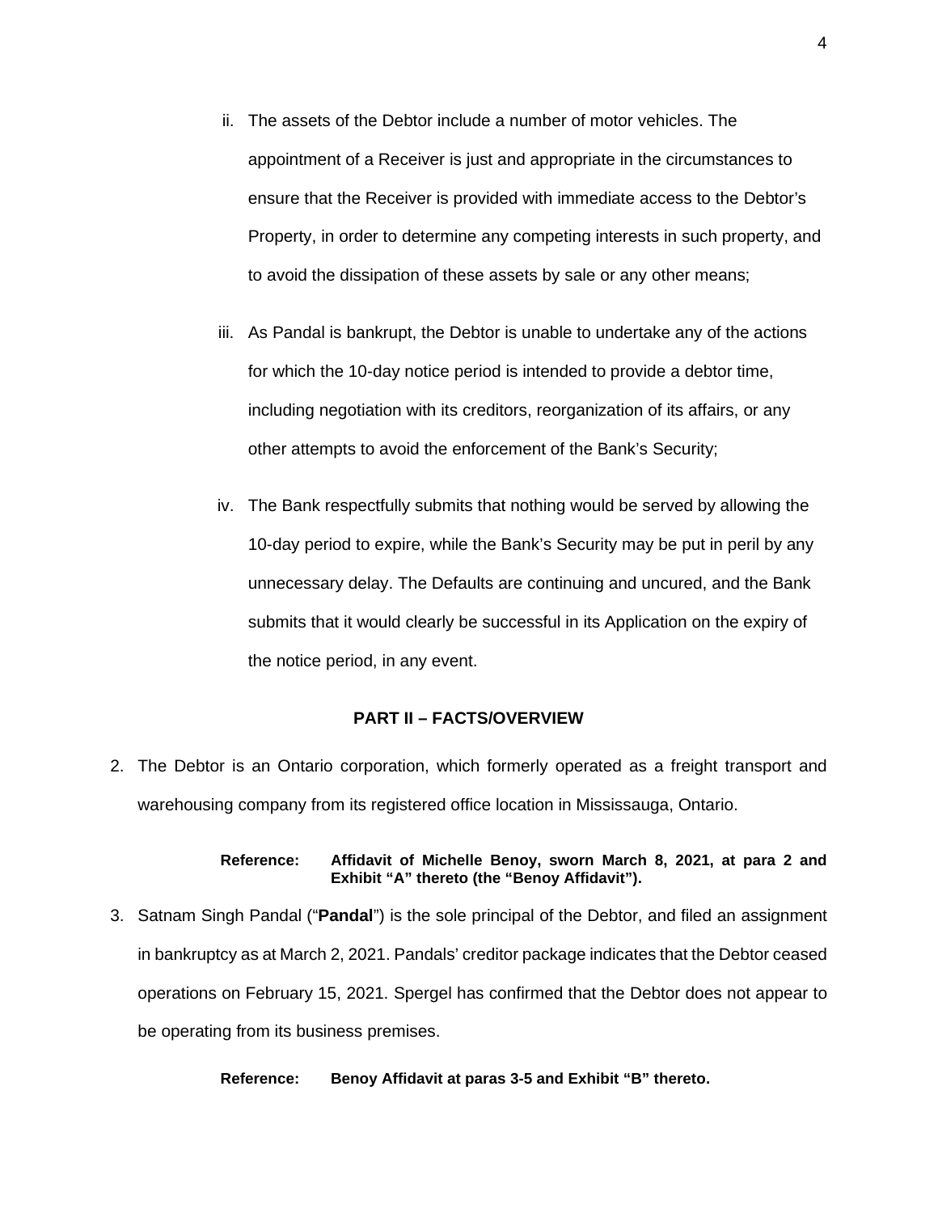ii. The assets of the Debtor include a number of motor vehicles. The appointment of a Receiver is just and appropriate in the circumstances to ensure that the Receiver is provided with immediate access to the Debtor's Property, in order to determine any competing interests in such property, and to avoid the dissipation of these assets by sale or any other means;

iii. As Pandal is bankrupt, the Debtor is unable to undertake any of the actions for which the 10-day notice period is intended to provide a debtor time, including negotiation with its creditors, reorganization of its affairs, or any other attempts to avoid the enforcement of the Bank's Security;

iv. The Bank respectfully submits that nothing would be served by allowing the 10-day period to expire, while the Bank's Security may be put in peril by any unnecessary delay. The Defaults are continuing and uncured, and the Bank submits that it would clearly be successful in its Application on the expiry of the notice period, in any event.

## PART II – FACTS/OVERVIEW

2. The Debtor is an Ontario corporation, which formerly operated as a freight transport and warehousing company from its registered office location in Mississauga, Ontario.

**Reference: Affidavit of Michelle Benoy, sworn March 8, 2021, at para 2 and Exhibit "A" thereto (the "Benoy Affidavit").**

3. Satnam Singh Pandal ("**Pandal**") is the sole principal of the Debtor, and filed an assignment in bankruptcy as at March 2, 2021. Pandals' creditor package indicates that the Debtor ceased operations on February 15, 2021. Spergel has confirmed that the Debtor does not appear to be operating from its business premises.

**Reference: Benoy Affidavit at paras 3-5 and Exhibit "B" thereto.**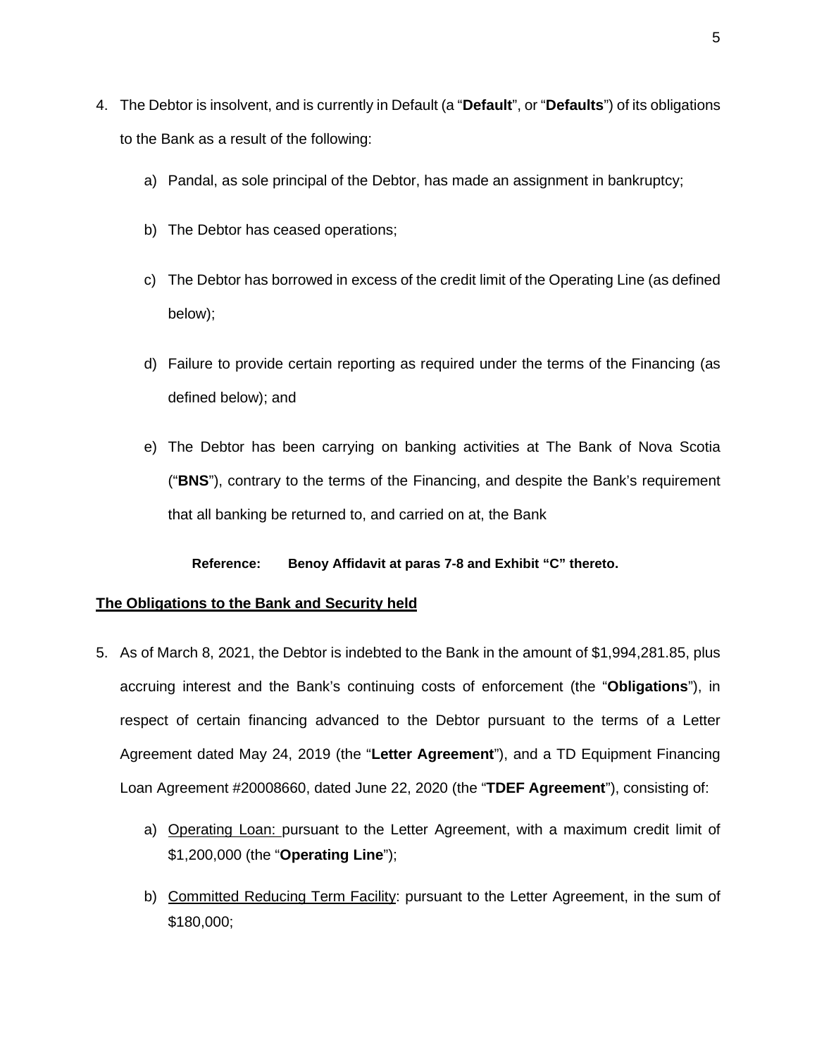4. The Debtor is insolvent, and is currently in Default (a "**Default**", or "**Defaults**") of its obligations to the Bank as a result of the following:

   a) Pandal, as sole principal of the Debtor, has made an assignment in bankruptcy;

   b) The Debtor has ceased operations;

   c) The Debtor has borrowed in excess of the credit limit of the Operating Line (as defined below);

   d) Failure to provide certain reporting as required under the terms of the Financing (as defined below); and

   e) The Debtor has been carrying on banking activities at The Bank of Nova Scotia ("**BNS**"), contrary to the terms of the Financing, and despite the Bank's requirement that all banking be returned to, and carried on at, the Bank

**Reference: Benoy Affidavit at paras 7-8 and Exhibit "C" thereto.**

**<u>The Obligations to the Bank and Security held</u>**

5. As of March 8, 2021, the Debtor is indebted to the Bank in the amount of $1,994,281.85, plus accruing interest and the Bank's continuing costs of enforcement (the "**Obligations**"), in respect of certain financing advanced to the Debtor pursuant to the terms of a Letter Agreement dated May 24, 2019 (the "**Letter Agreement**"), and a TD Equipment Financing Loan Agreement #20008660, dated June 22, 2020 (the "**TDEF Agreement**"), consisting of:

   a) <u>Operating Loan:</u> pursuant to the Letter Agreement, with a maximum credit limit of $1,200,000 (the "**Operating Line**");

   b) <u>Committed Reducing Term Facility</u>: pursuant to the Letter Agreement, in the sum of $180,000;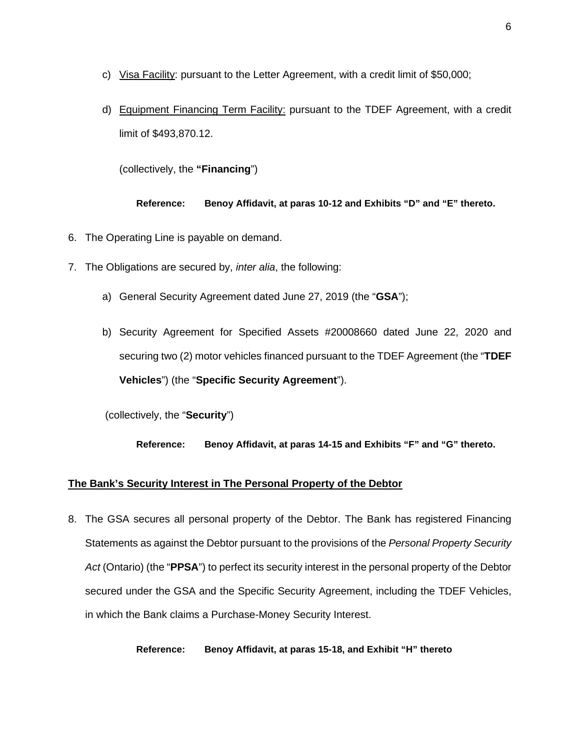c) <u>Visa Facility</u>: pursuant to the Letter Agreement, with a credit limit of $50,000;

d) <u>Equipment Financing Term Facility:</u> pursuant to the TDEF Agreement, with a credit limit of $493,870.12.

(collectively, the **"Financing"**)

**Reference: Benoy Affidavit, at paras 10-12 and Exhibits "D" and "E" thereto.**

6. The Operating Line is payable on demand.

7. The Obligations are secured by, *inter alia*, the following:

   a) General Security Agreement dated June 27, 2019 (the "**GSA**");

   b) Security Agreement for Specified Assets #20008660 dated June 22, 2020 and securing two (2) motor vehicles financed pursuant to the TDEF Agreement (the "**TDEF Vehicles**") (the "**Specific Security Agreement**").

(collectively, the "**Security**")

**Reference: Benoy Affidavit, at paras 14-15 and Exhibits "F" and "G" thereto.**

**<u>The Bank's Security Interest in The Personal Property of the Debtor</u>**

8. The GSA secures all personal property of the Debtor. The Bank has registered Financing Statements as against the Debtor pursuant to the provisions of the *Personal Property Security Act* (Ontario) (the "**PPSA**") to perfect its security interest in the personal property of the Debtor secured under the GSA and the Specific Security Agreement, including the TDEF Vehicles, in which the Bank claims a Purchase-Money Security Interest.

**Reference: Benoy Affidavit, at paras 15-18, and Exhibit "H" thereto**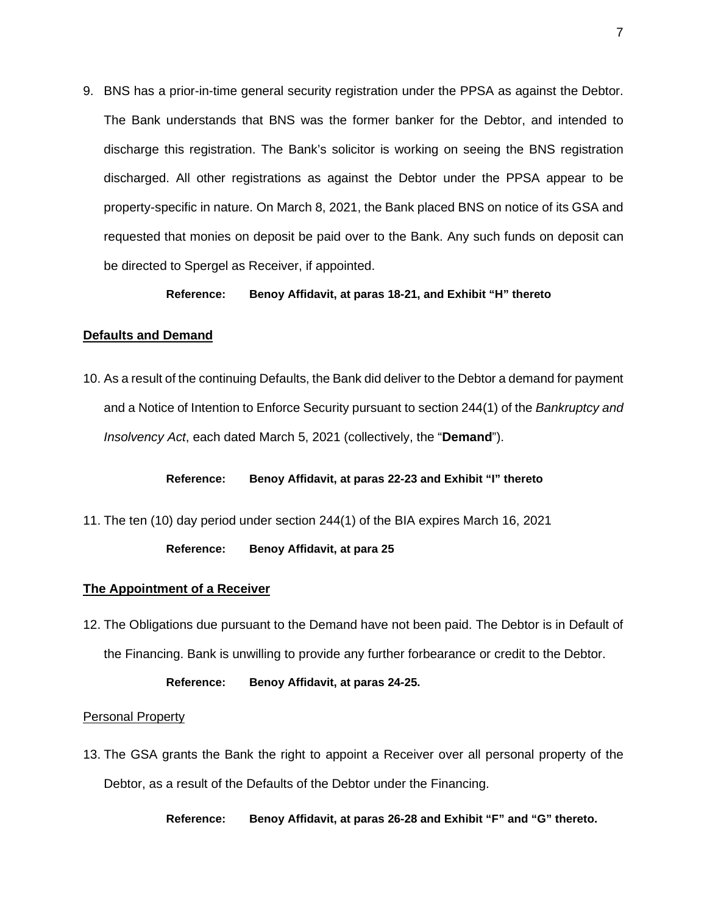9. BNS has a prior-in-time general security registration under the PPSA as against the Debtor. The Bank understands that BNS was the former banker for the Debtor, and intended to discharge this registration. The Bank's solicitor is working on seeing the BNS registration discharged. All other registrations as against the Debtor under the PPSA appear to be property-specific in nature. On March 8, 2021, the Bank placed BNS on notice of its GSA and requested that monies on deposit be paid over to the Bank. Any such funds on deposit can be directed to Spergel as Receiver, if appointed.

   **Reference: Benoy Affidavit, at paras 18-21, and Exhibit "H" thereto**

## Defaults and Demand

10. As a result of the continuing Defaults, the Bank did deliver to the Debtor a demand for payment and a Notice of Intention to Enforce Security pursuant to section 244(1) of the *Bankruptcy and Insolvency Act*, each dated March 5, 2021 (collectively, the "**Demand**").

    **Reference: Benoy Affidavit, at paras 22-23 and Exhibit "I" thereto**

11. The ten (10) day period under section 244(1) of the BIA expires March 16, 2021

    **Reference: Benoy Affidavit, at para 25**

## The Appointment of a Receiver

12. The Obligations due pursuant to the Demand have not been paid. The Debtor is in Default of the Financing. Bank is unwilling to provide any further forbearance or credit to the Debtor.

    **Reference: Benoy Affidavit, at paras 24-25.**

### Personal Property

13. The GSA grants the Bank the right to appoint a Receiver over all personal property of the Debtor, as a result of the Defaults of the Debtor under the Financing.

    **Reference: Benoy Affidavit, at paras 26-28 and Exhibit "F" and "G" thereto.**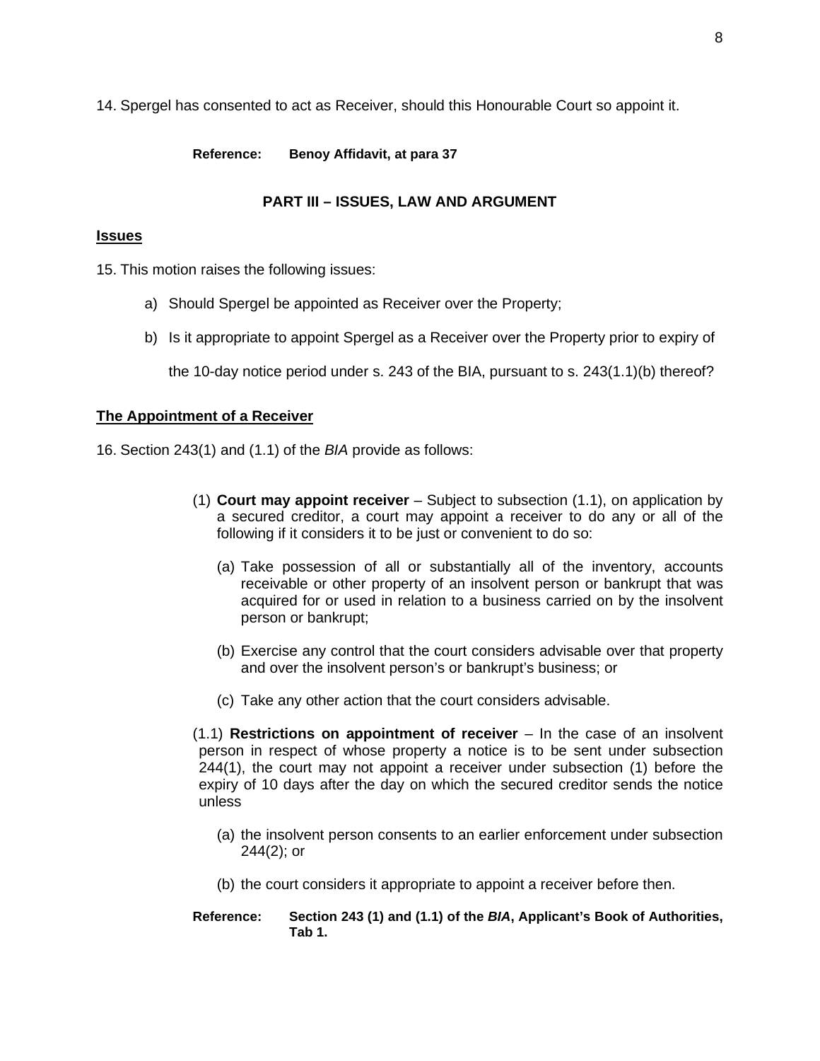14. Spergel has consented to act as Receiver, should this Honourable Court so appoint it.

> **Reference: Benoy Affidavit, at para 37**

## PART III – ISSUES, LAW AND ARGUMENT

### Issues

15. This motion raises the following issues:

   a) Should Spergel be appointed as Receiver over the Property;

   b) Is it appropriate to appoint Spergel as a Receiver over the Property prior to expiry of the 10-day notice period under s. 243 of the BIA, pursuant to s. 243(1.1)(b) thereof?

### The Appointment of a Receiver

16. Section 243(1) and (1.1) of the *BIA* provide as follows:

> (1) **Court may appoint receiver** – Subject to subsection (1.1), on application by a secured creditor, a court may appoint a receiver to do any or all of the following if it considers it to be just or convenient to do so:
>
> (a) Take possession of all or substantially all of the inventory, accounts receivable or other property of an insolvent person or bankrupt that was acquired for or used in relation to a business carried on by the insolvent person or bankrupt;
>
> (b) Exercise any control that the court considers advisable over that property and over the insolvent person's or bankrupt's business; or
>
> (c) Take any other action that the court considers advisable.
>
> (1.1) **Restrictions on appointment of receiver** – In the case of an insolvent person in respect of whose property a notice is to be sent under subsection 244(1), the court may not appoint a receiver under subsection (1) before the expiry of 10 days after the day on which the secured creditor sends the notice unless
>
> (a) the insolvent person consents to an earlier enforcement under subsection 244(2); or
>
> (b) the court considers it appropriate to appoint a receiver before then.
>
> **Reference: Section 243 (1) and (1.1) of the *BIA*, Applicant's Book of Authorities, Tab 1.**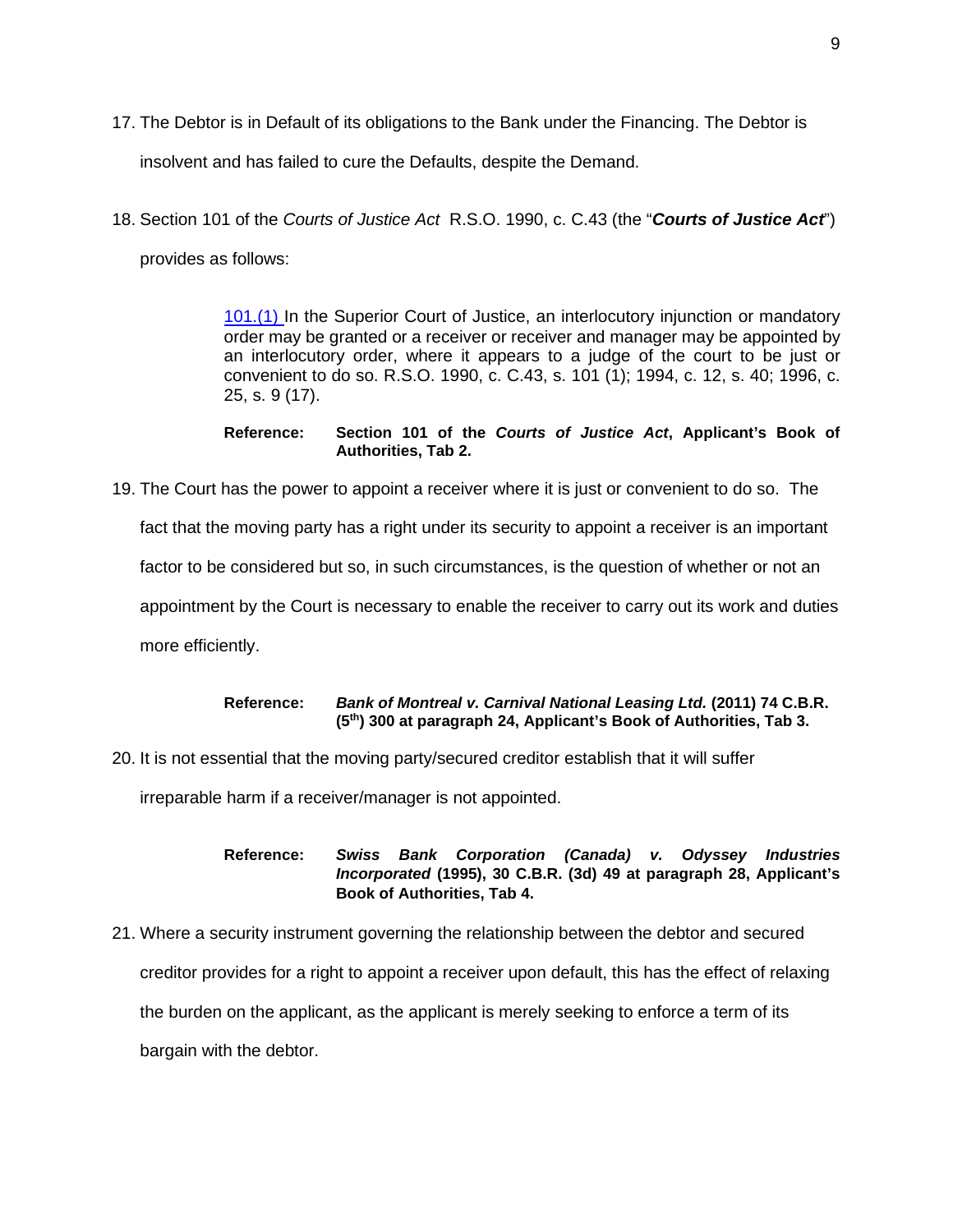17. The Debtor is in Default of its obligations to the Bank under the Financing. The Debtor is insolvent and has failed to cure the Defaults, despite the Demand.

18. Section 101 of the *Courts of Justice Act* R.S.O. 1990, c. C.43 (the "***Courts of Justice Act***") provides as follows:

> 101.(1) In the Superior Court of Justice, an interlocutory injunction or mandatory order may be granted or a receiver or receiver and manager may be appointed by an interlocutory order, where it appears to a judge of the court to be just or convenient to do so. R.S.O. 1990, c. C.43, s. 101 (1); 1994, c. 12, s. 40; 1996, c. 25, s. 9 (17).
>
> **Reference: Section 101 of the *Courts of Justice Act*, Applicant's Book of Authorities, Tab 2.**

19. The Court has the power to appoint a receiver where it is just or convenient to do so. The fact that the moving party has a right under its security to appoint a receiver is an important factor to be considered but so, in such circumstances, is the question of whether or not an appointment by the Court is necessary to enable the receiver to carry out its work and duties more efficiently.

> **Reference: *Bank of Montreal v. Carnival National Leasing Ltd.* (2011) 74 C.B.R. (5th) 300 at paragraph 24, Applicant's Book of Authorities, Tab 3.**

20. It is not essential that the moving party/secured creditor establish that it will suffer irreparable harm if a receiver/manager is not appointed.

> **Reference: *Swiss Bank Corporation (Canada) v. Odyssey Industries Incorporated* (1995), 30 C.B.R. (3d) 49 at paragraph 28, Applicant's Book of Authorities, Tab 4.**

21. Where a security instrument governing the relationship between the debtor and secured creditor provides for a right to appoint a receiver upon default, this has the effect of relaxing the burden on the applicant, as the applicant is merely seeking to enforce a term of its bargain with the debtor.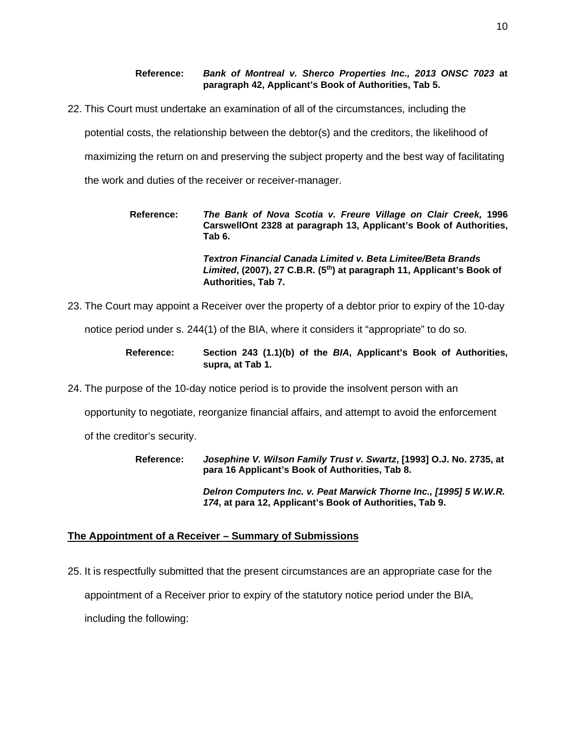**Reference:** ***Bank of Montreal v. Sherco Properties Inc., 2013 ONSC 7023*** **at paragraph 42, Applicant's Book of Authorities, Tab 5.**

22. This Court must undertake an examination of all of the circumstances, including the potential costs, the relationship between the debtor(s) and the creditors, the likelihood of maximizing the return on and preserving the subject property and the best way of facilitating the work and duties of the receiver or receiver-manager.

**Reference:** ***The Bank of Nova Scotia v. Freure Village on Clair Creek,*** **1996 CarswellOnt 2328 at paragraph 13, Applicant's Book of Authorities, Tab 6.**

***Textron Financial Canada Limited v. Beta Limitee/Beta Brands Limited*****, (2007), 27 C.B.R. (5th) at paragraph 11, Applicant's Book of Authorities, Tab 7.**

23. The Court may appoint a Receiver over the property of a debtor prior to expiry of the 10-day notice period under s. 244(1) of the BIA, where it considers it "appropriate" to do so.

**Reference:** **Section 243 (1.1)(b) of the *BIA*, Applicant's Book of Authorities, supra, at Tab 1.**

24. The purpose of the 10-day notice period is to provide the insolvent person with an opportunity to negotiate, reorganize financial affairs, and attempt to avoid the enforcement of the creditor's security.

**Reference:** ***Josephine V. Wilson Family Trust v. Swartz*****, [1993] O.J. No. 2735, at para 16 Applicant's Book of Authorities, Tab 8.**

***Delron Computers Inc. v. Peat Marwick Thorne Inc., [1995] 5 W.W.R. 174*****, at para 12, Applicant's Book of Authorities, Tab 9.**

**<u>The Appointment of a Receiver – Summary of Submissions</u>**

25. It is respectfully submitted that the present circumstances are an appropriate case for the appointment of a Receiver prior to expiry of the statutory notice period under the BIA, including the following: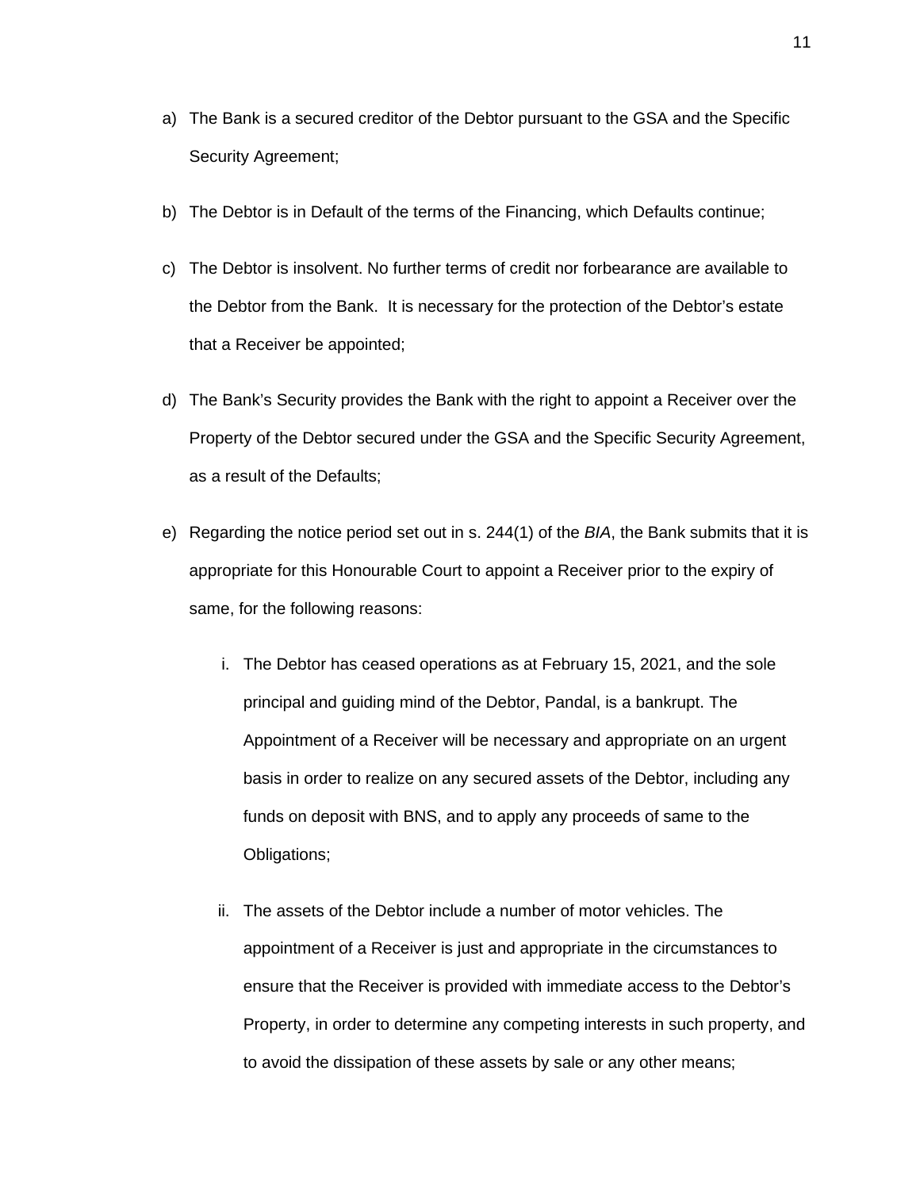a) The Bank is a secured creditor of the Debtor pursuant to the GSA and the Specific Security Agreement;

b) The Debtor is in Default of the terms of the Financing, which Defaults continue;

c) The Debtor is insolvent. No further terms of credit nor forbearance are available to the Debtor from the Bank. It is necessary for the protection of the Debtor's estate that a Receiver be appointed;

d) The Bank's Security provides the Bank with the right to appoint a Receiver over the Property of the Debtor secured under the GSA and the Specific Security Agreement, as a result of the Defaults;

e) Regarding the notice period set out in s. 244(1) of the *BIA*, the Bank submits that it is appropriate for this Honourable Court to appoint a Receiver prior to the expiry of same, for the following reasons:

    i. The Debtor has ceased operations as at February 15, 2021, and the sole principal and guiding mind of the Debtor, Pandal, is a bankrupt. The Appointment of a Receiver will be necessary and appropriate on an urgent basis in order to realize on any secured assets of the Debtor, including any funds on deposit with BNS, and to apply any proceeds of same to the Obligations;

    ii. The assets of the Debtor include a number of motor vehicles. The appointment of a Receiver is just and appropriate in the circumstances to ensure that the Receiver is provided with immediate access to the Debtor's Property, in order to determine any competing interests in such property, and to avoid the dissipation of these assets by sale or any other means;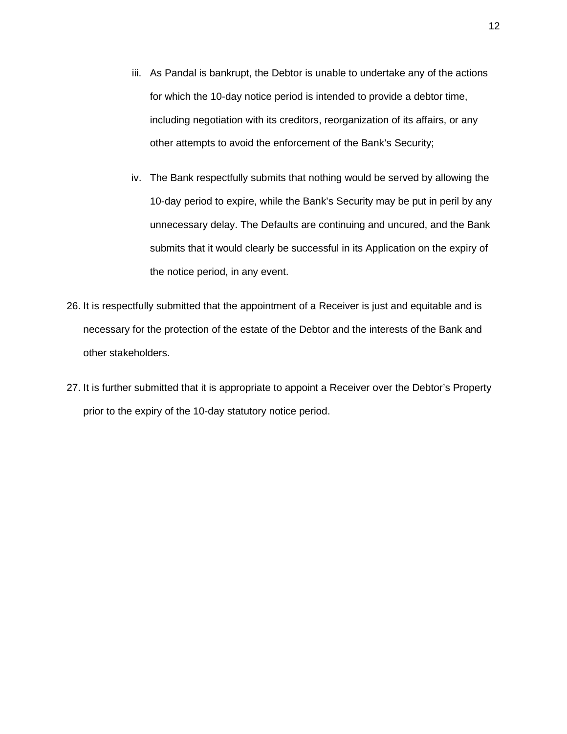iii. As Pandal is bankrupt, the Debtor is unable to undertake any of the actions for which the 10-day notice period is intended to provide a debtor time, including negotiation with its creditors, reorganization of its affairs, or any other attempts to avoid the enforcement of the Bank's Security;

iv. The Bank respectfully submits that nothing would be served by allowing the 10-day period to expire, while the Bank's Security may be put in peril by any unnecessary delay. The Defaults are continuing and uncured, and the Bank submits that it would clearly be successful in its Application on the expiry of the notice period, in any event.

26. It is respectfully submitted that the appointment of a Receiver is just and equitable and is necessary for the protection of the estate of the Debtor and the interests of the Bank and other stakeholders.

27. It is further submitted that it is appropriate to appoint a Receiver over the Debtor's Property prior to the expiry of the 10-day statutory notice period.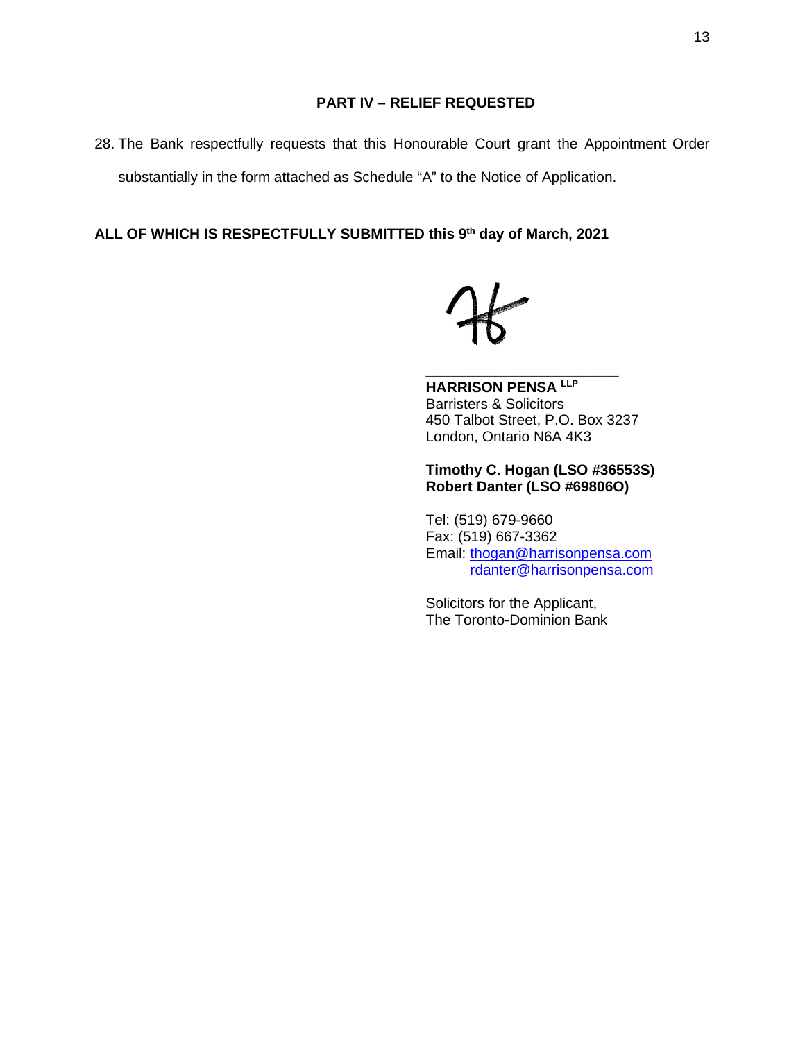## PART IV – RELIEF REQUESTED

28. The Bank respectfully requests that this Honourable Court grant the Appointment Order substantially in the form attached as Schedule "A" to the Notice of Application.

**ALL OF WHICH IS RESPECTFULLY SUBMITTED this 9th day of March, 2021**

\_\_\_\_\_\_\_\_\_\_\_\_\_\_\_\_\_\_\_\_\_\_\_\_\_

**HARRISON PENSA LLP**
Barristers & Solicitors
450 Talbot Street, P.O. Box 3237
London, Ontario N6A 4K3

**Timothy C. Hogan (LSO #36553S)**
**Robert Danter (LSO #69806O)**

Tel: (519) 679-9660
Fax: (519) 667-3362
Email: thogan@harrisonpensa.com
rdanter@harrisonpensa.com

Solicitors for the Applicant,
The Toronto-Dominion Bank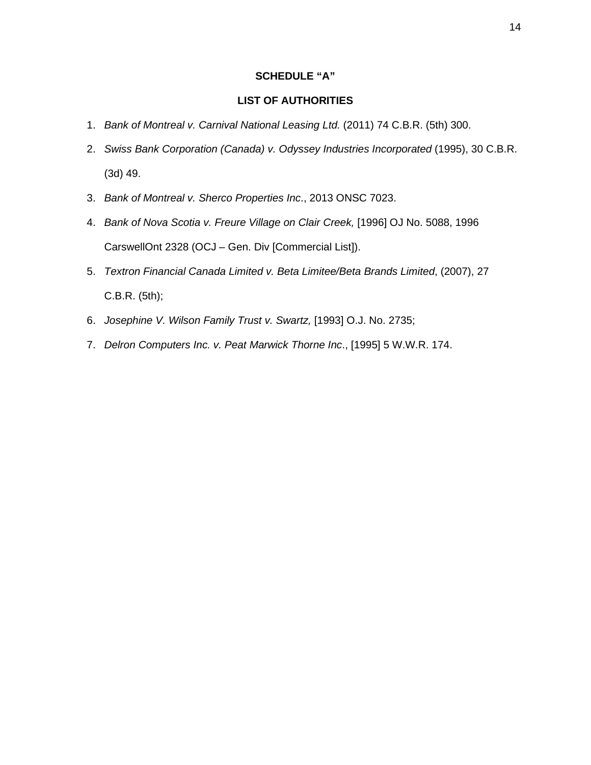**SCHEDULE "A"**

**LIST OF AUTHORITIES**

1. *Bank of Montreal v. Carnival National Leasing Ltd.* (2011) 74 C.B.R. (5th) 300.
2. *Swiss Bank Corporation (Canada) v. Odyssey Industries Incorporated* (1995), 30 C.B.R. (3d) 49.
3. *Bank of Montreal v. Sherco Properties Inc*., 2013 ONSC 7023.
4. *Bank of Nova Scotia v. Freure Village on Clair Creek,* [1996] OJ No. 5088, 1996 CarswellOnt 2328 (OCJ – Gen. Div [Commercial List]).
5. *Textron Financial Canada Limited v. Beta Limitee/Beta Brands Limited*, (2007), 27 C.B.R. (5th);
6. *Josephine V. Wilson Family Trust v. Swartz,* [1993] O.J. No. 2735;
7. *Delron Computers Inc. v. Peat Marwick Thorne Inc*., [1995] 5 W.W.R. 174.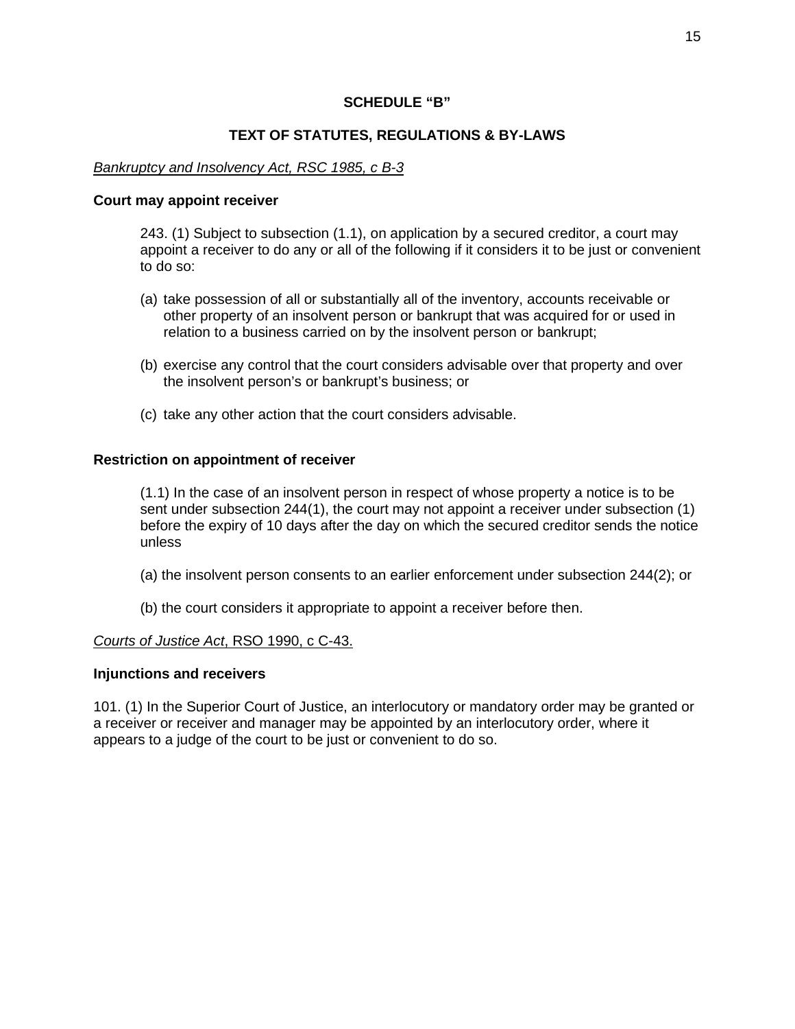## SCHEDULE "B"

## TEXT OF STATUTES, REGULATIONS & BY-LAWS

*Bankruptcy and Insolvency Act, RSC 1985, c B-3*

**Court may appoint receiver**

243. (1) Subject to subsection (1.1), on application by a secured creditor, a court may appoint a receiver to do any or all of the following if it considers it to be just or convenient to do so:

(a) take possession of all or substantially all of the inventory, accounts receivable or other property of an insolvent person or bankrupt that was acquired for or used in relation to a business carried on by the insolvent person or bankrupt;

(b) exercise any control that the court considers advisable over that property and over the insolvent person's or bankrupt's business; or

(c) take any other action that the court considers advisable.

**Restriction on appointment of receiver**

(1.1) In the case of an insolvent person in respect of whose property a notice is to be sent under subsection 244(1), the court may not appoint a receiver under subsection (1) before the expiry of 10 days after the day on which the secured creditor sends the notice unless

(a) the insolvent person consents to an earlier enforcement under subsection 244(2); or

(b) the court considers it appropriate to appoint a receiver before then.

*Courts of Justice Act*, RSO 1990, c C-43.

**Injunctions and receivers**

101. (1) In the Superior Court of Justice, an interlocutory or mandatory order may be granted or a receiver or receiver and manager may be appointed by an interlocutory order, where it appears to a judge of the court to be just or convenient to do so.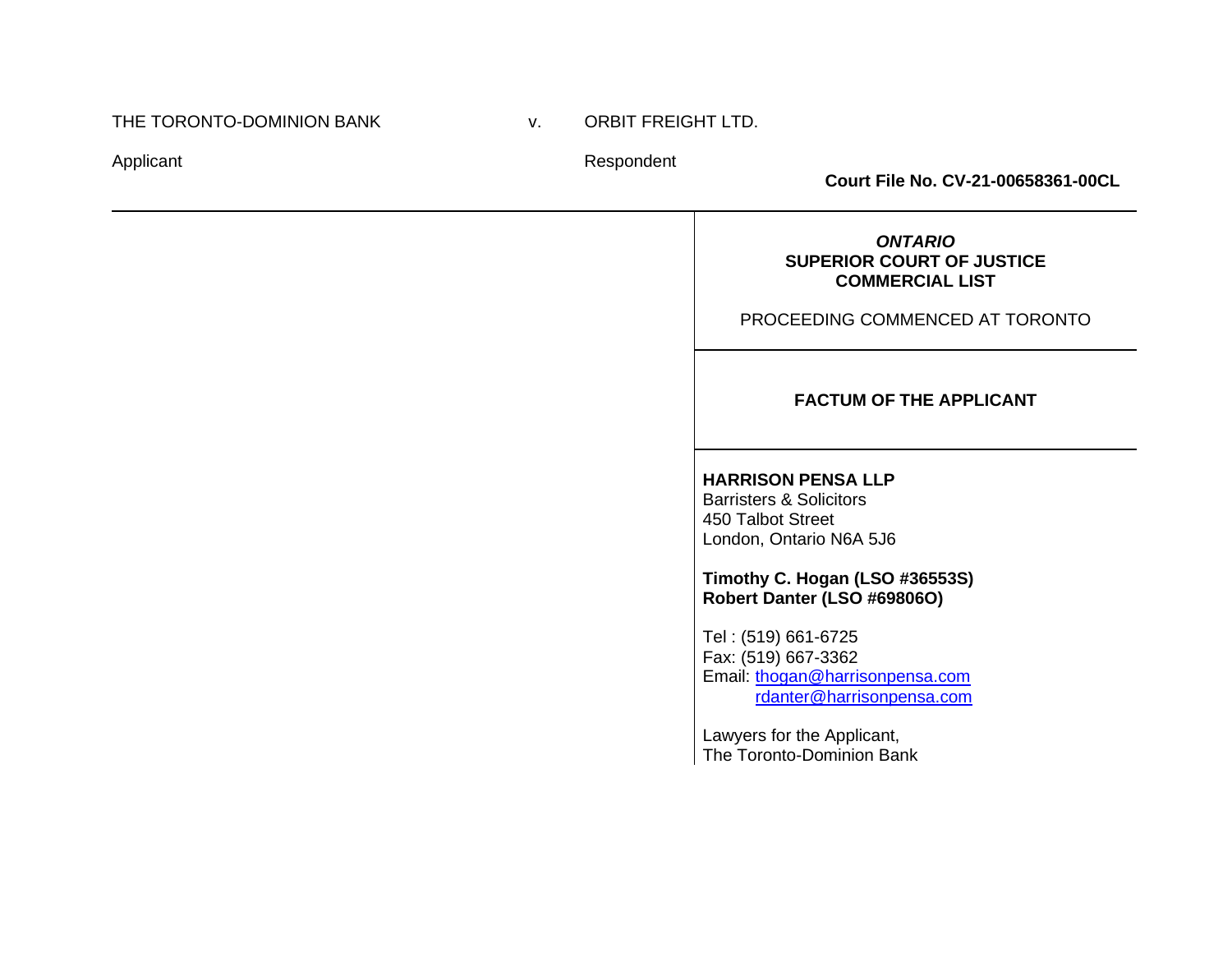THE TORONTO-DOMINION BANK v. ORBIT FREIGHT LTD.

Applicant Respondent

**Court File No. CV-21-00658361-00CL**

***ONTARIO***
**SUPERIOR COURT OF JUSTICE**
**COMMERCIAL LIST**

PROCEEDING COMMENCED AT TORONTO

**FACTUM OF THE APPLICANT**

**HARRISON PENSA LLP**
Barristers & Solicitors
450 Talbot Street
London, Ontario N6A 5J6

**Timothy C. Hogan (LSO #36553S)**
**Robert Danter (LSO #69806O)**

Tel : (519) 661-6725
Fax: (519) 667-3362
Email: thogan@harrisonpensa.com
rdanter@harrisonpensa.com

Lawyers for the Applicant,
The Toronto-Dominion Bank